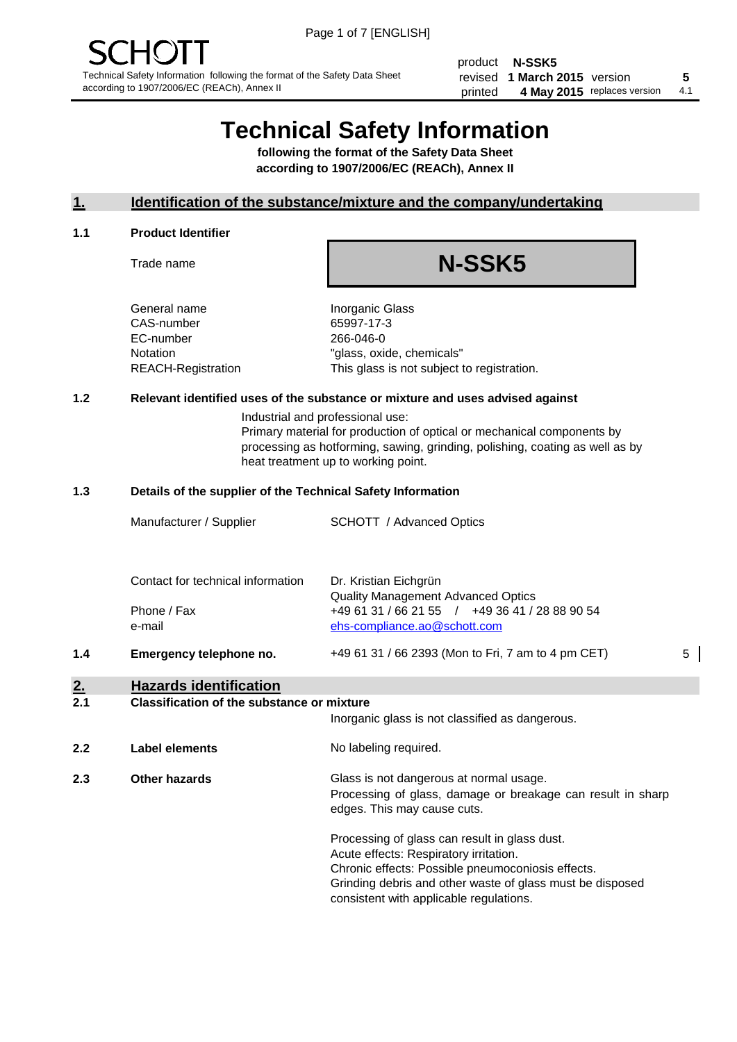SCHOTT

Technical Safety Information following the format of the Safety Data Sheet according to 1907/2006/EC (REACh), Annex II

| product | N-SSK5 | | |
|---|---|---|---|
| revised | 1 March 2015 | version | 5 |
| printed | 4 May 2015 | replaces version | 4.1 |

# Technical Safety Information

**following the format of the Safety Data Sheet according to 1907/2006/EC (REACh), Annex II**

## 1. Identification of the substance/mixture and the company/undertaking

### 1.1 Product Identifier

Trade name: **N-SSK5**

| | |
|---|---|
| General name | Inorganic Glass |
| CAS-number | 65997-17-3 |
| EC-number | 266-046-0 |
| Notation | "glass, oxide, chemicals" |
| REACH-Registration | This glass is not subject to registration. |

### 1.2 Relevant identified uses of the substance or mixture and uses advised against

Industrial and professional use:
Primary material for production of optical or mechanical components by processing as hotforming, sawing, grinding, polishing, coating as well as by heat treatment up to working point.

### 1.3 Details of the supplier of the Technical Safety Information

| | |
|---|---|
| Manufacturer / Supplier | SCHOTT / Advanced Optics |
| Contact for technical information | Dr. Kristian Eichgrün<br>Quality Management Advanced Optics |
| Phone / Fax | +49 61 31 / 66 21 55 / +49 36 41 / 28 88 90 54 |
| e-mail | ehs-compliance.ao@schott.com |

### 1.4 Emergency telephone no.

+49 61 31 / 66 2393 (Mon to Fri, 7 am to 4 pm CET) 5

## 2. Hazards identification

### 2.1 Classification of the substance or mixture

Inorganic glass is not classified as dangerous.

### 2.2 Label elements

No labeling required.

### 2.3 Other hazards

Glass is not dangerous at normal usage.
Processing of glass, damage or breakage can result in sharp edges. This may cause cuts.

Processing of glass can result in glass dust.
Acute effects: Respiratory irritation.
Chronic effects: Possible pneumoconiosis effects.
Grinding debris and other waste of glass must be disposed consistent with applicable regulations.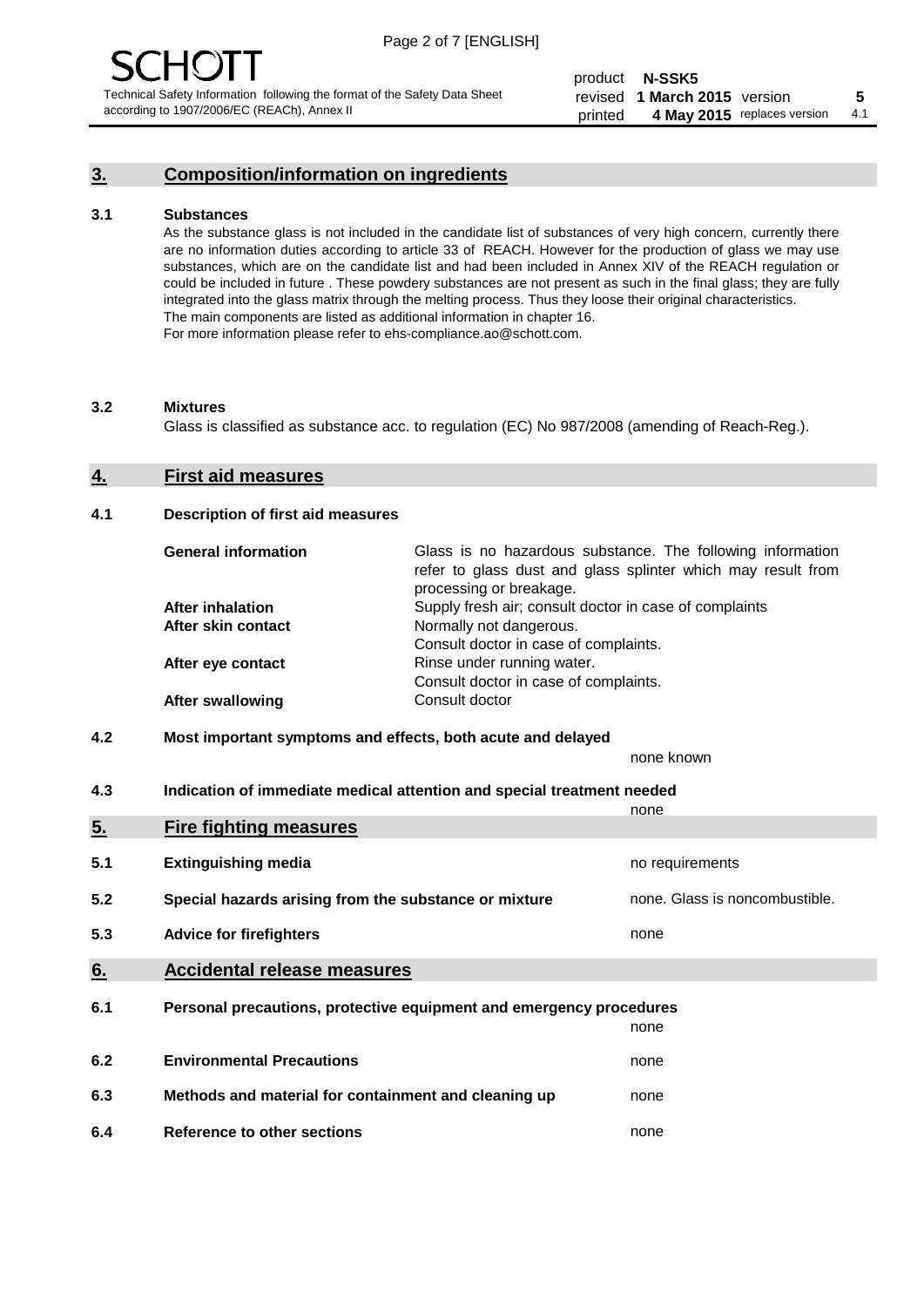## 3. Composition/information on ingredients

### 3.1 Substances

As the substance glass is not included in the candidate list of substances of very high concern, currently there are no information duties according to article 33 of REACH. However for the production of glass we may use substances, which are on the candidate list and had been included in Annex XIV of the REACH regulation or could be included in future . These powdery substances are not present as such in the final glass; they are fully integrated into the glass matrix through the melting process. Thus they loose their original characteristics. The main components are listed as additional information in chapter 16.
For more information please refer to ehs-compliance.ao@schott.com.

### 3.2 Mixtures

Glass is classified as substance acc. to regulation (EC) No 987/2008 (amending of Reach-Reg.).

## 4. First aid measures

### 4.1 Description of first aid measures

| | |
|---|---|
| **General information** | Glass is no hazardous substance. The following information refer to glass dust and glass splinter which may result from processing or breakage. |
| **After inhalation** | Supply fresh air; consult doctor in case of complaints |
| **After skin contact** | Normally not dangerous. Consult doctor in case of complaints. |
| **After eye contact** | Rinse under running water. Consult doctor in case of complaints. |
| **After swallowing** | Consult doctor |

### 4.2 Most important symptoms and effects, both acute and delayed

none known

### 4.3 Indication of immediate medical attention and special treatment needed

none

## 5. Fire fighting measures

| | | |
|---|---|---|
| 5.1 | **Extinguishing media** | no requirements |
| 5.2 | **Special hazards arising from the substance or mixture** | none. Glass is noncombustible. |
| 5.3 | **Advice for firefighters** | none |

## 6. Accidental release measures

| | | |
|---|---|---|
| 6.1 | **Personal precautions, protective equipment and emergency procedures** | none |
| 6.2 | **Environmental Precautions** | none |
| 6.3 | **Methods and material for containment and cleaning up** | none |
| 6.4 | **Reference to other sections** | none |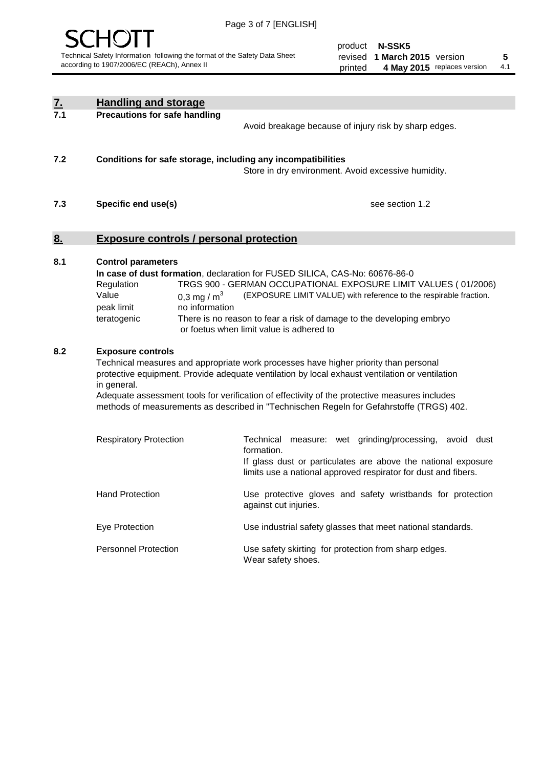## 7. Handling and storage

**7.1 Precautions for safe handling**

Avoid breakage because of injury risk by sharp edges.

**7.2 Conditions for safe storage, including any incompatibilities**

Store in dry environment. Avoid excessive humidity.

**7.3 Specific end use(s)**

see section 1.2

## 8. Exposure controls / personal protection

**8.1 Control parameters**

**In case of dust formation**, declaration for FUSED SILICA, CAS-No: 60676-86-0

| | | |
|---|---|---|
| Regulation | TRGS 900 - GERMAN OCCUPATIONAL EXPOSURE LIMIT VALUES ( 01/2006) | |
| Value | 0,3 mg / $m^3$ | (EXPOSURE LIMIT VALUE) with reference to the respirable fraction. |
| peak limit | no information | |
| teratogenic | There is no reason to fear a risk of damage to the developing embryo or foetus when limit value is adhered to | |

**8.2 Exposure controls**

Technical measures and appropriate work processes have higher priority than personal protective equipment. Provide adequate ventilation by local exhaust ventilation or ventilation in general.
Adequate assessment tools for verification of effectivity of the protective measures includes methods of measurements as described in "Technischen Regeln for Gefahrstoffe (TRGS) 402.

| | |
|---|---|
| Respiratory Protection | Technical measure: wet grinding/processing, avoid dust formation. If glass dust or particulates are above the national exposure limits use a national approved respirator for dust and fibers. |
| Hand Protection | Use protective gloves and safety wristbands for protection against cut injuries. |
| Eye Protection | Use industrial safety glasses that meet national standards. |
| Personnel Protection | Use safety skirting for protection from sharp edges. Wear safety shoes. |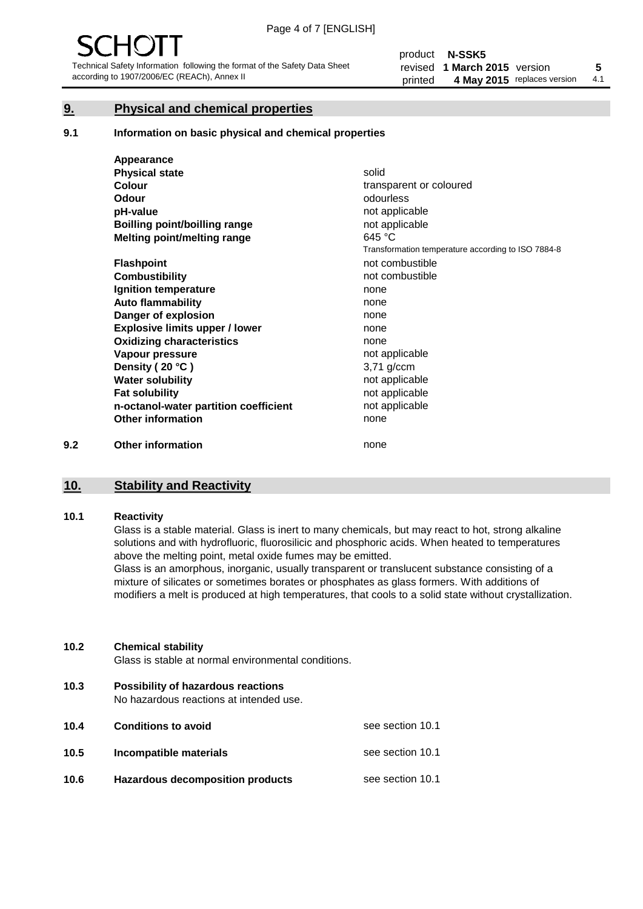SCHOTT

Technical Safety Information following the format of the Safety Data Sheet according to 1907/2006/EC (REACh), Annex II

product **N-SSK5**
revised **1 March 2015** version **5**
printed **4 May 2015** replaces version 4.1

## 9. Physical and chemical properties

### 9.1 Information on basic physical and chemical properties

| Property | Value |
|---|---|
| **Appearance** | |
| **Physical state** | solid |
| **Colour** | transparent or coloured |
| **Odour** | odourless |
| **pH-value** | not applicable |
| **Boilling point/boilling range** | not applicable |
| **Melting point/melting range** | 645 °C<br>Transformation temperature according to ISO 7884-8 |
| **Flashpoint** | not combustible |
| **Combustibility** | not combustible |
| **Ignition temperature** | none |
| **Auto flammability** | none |
| **Danger of explosion** | none |
| **Explosive limits upper / lower** | none |
| **Oxidizing characteristics** | none |
| **Vapour pressure** | not applicable |
| **Density ( 20 °C )** | 3,71 g/ccm |
| **Water solubility** | not applicable |
| **Fat solubility** | not applicable |
| **n-octanol-water partition coefficient** | not applicable |
| **Other information** | none |

### 9.2 Other information

none

## 10. Stability and Reactivity

### 10.1 Reactivity

Glass is a stable material. Glass is inert to many chemicals, but may react to hot, strong alkaline solutions and with hydrofluoric, fluorosilicic and phosphoric acids. When heated to temperatures above the melting point, metal oxide fumes may be emitted.

Glass is an amorphous, inorganic, usually transparent or translucent substance consisting of a mixture of silicates or sometimes borates or phosphates as glass formers. With additions of modifiers a melt is produced at high temperatures, that cools to a solid state without crystallization.

### 10.2 Chemical stability

Glass is stable at normal environmental conditions.

### 10.3 Possibility of hazardous reactions

No hazardous reactions at intended use.

### 10.4 Conditions to avoid

see section 10.1

### 10.5 Incompatible materials

see section 10.1

### 10.6 Hazardous decomposition products

see section 10.1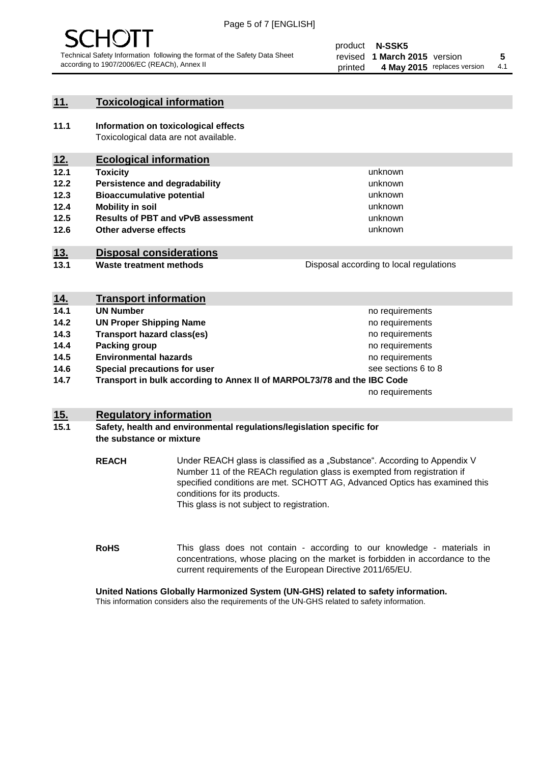## 11. Toxicological information

**11.1 Information on toxicological effects**
Toxicological data are not available.

## 12. Ecological information

| | | |
|---|---|---|
| **12.1** | **Toxicity** | unknown |
| **12.2** | **Persistence and degradability** | unknown |
| **12.3** | **Bioaccumulative potential** | unknown |
| **12.4** | **Mobility in soil** | unknown |
| **12.5** | **Results of PBT and vPvB assessment** | unknown |
| **12.6** | **Other adverse effects** | unknown |

## 13. Disposal considerations

| | | |
|---|---|---|
| **13.1** | **Waste treatment methods** | Disposal according to local regulations |

## 14. Transport information

| | | |
|---|---|---|
| **14.1** | **UN Number** | no requirements |
| **14.2** | **UN Proper Shipping Name** | no requirements |
| **14.3** | **Transport hazard class(es)** | no requirements |
| **14.4** | **Packing group** | no requirements |
| **14.5** | **Environmental hazards** | no requirements |
| **14.6** | **Special precautions for user** | see sections 6 to 8 |
| **14.7** | **Transport in bulk according to Annex II of MARPOL73/78 and the IBC Code** | no requirements |

## 15. Regulatory information

**15.1 Safety, health and environmental regulations/legislation specific for the substance or mixture**

**REACH** Under REACH glass is classified as a „Substance". According to Appendix V Number 11 of the REACh regulation glass is exempted from registration if specified conditions are met. SCHOTT AG, Advanced Optics has examined this conditions for its products.
This glass is not subject to registration.

**RoHS** This glass does not contain - according to our knowledge - materials in concentrations, whose placing on the market is forbidden in accordance to the current requirements of the European Directive 2011/65/EU.

**United Nations Globally Harmonized System (UN-GHS) related to safety information.**
This information considers also the requirements of the UN-GHS related to safety information.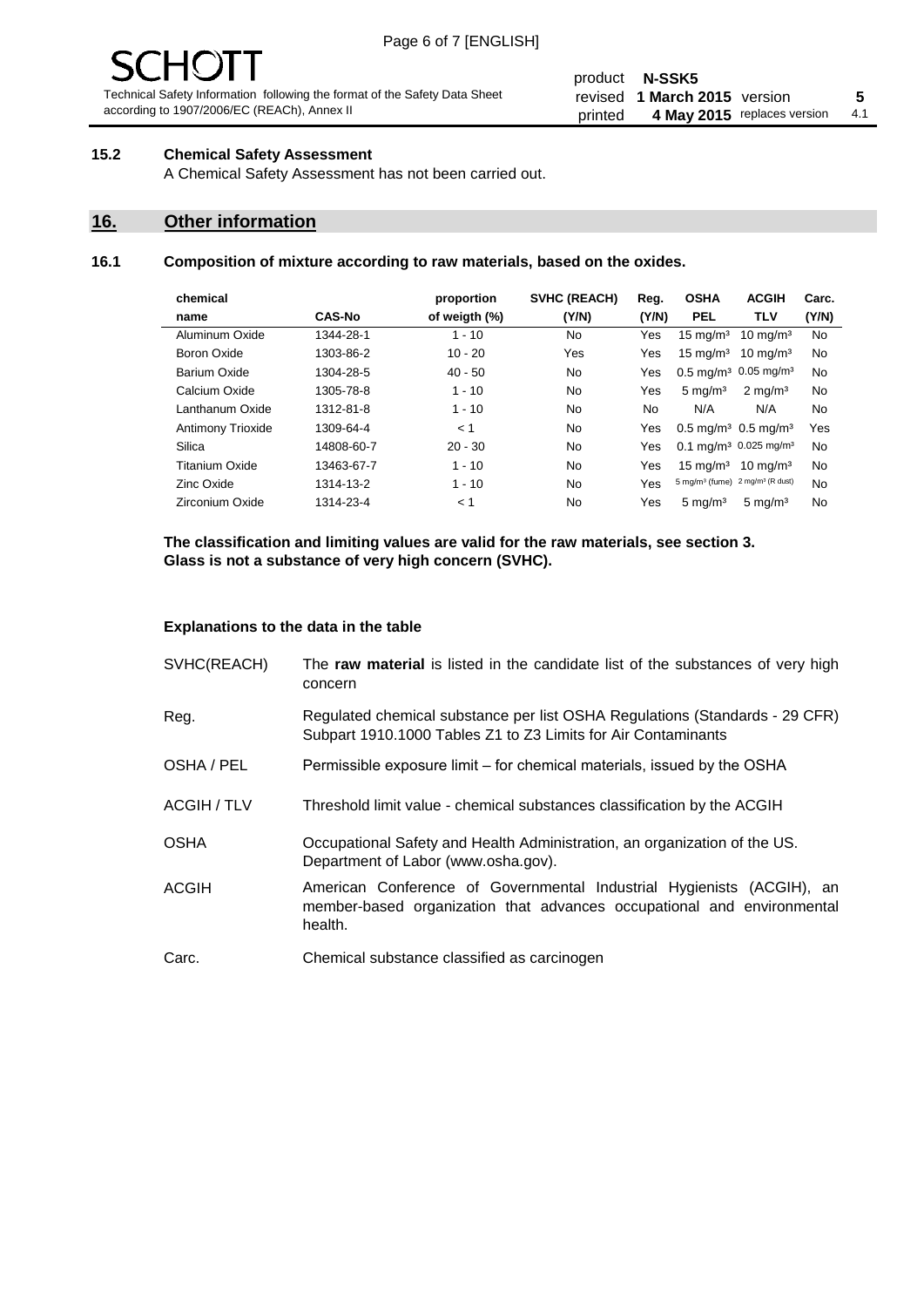### 15.2 Chemical Safety Assessment

A Chemical Safety Assessment has not been carried out.

## 16. Other information

### 16.1 Composition of mixture according to raw materials, based on the oxides.

| chemical name | CAS-No | proportion of weigth (%) | SVHC (REACH) (Y/N) | Reg. (Y/N) | OSHA PEL | ACGIH TLV | Carc. (Y/N) |
|---|---|---|---|---|---|---|---|
| Aluminum Oxide | 1344-28-1 | 1 - 10 | No | Yes | 15 mg/m³ | 10 mg/m³ | No |
| Boron Oxide | 1303-86-2 | 10 - 20 | Yes | Yes | 15 mg/m³ | 10 mg/m³ | No |
| Barium Oxide | 1304-28-5 | 40 - 50 | No | Yes | 0.5 mg/m³ | 0.05 mg/m³ | No |
| Calcium Oxide | 1305-78-8 | 1 - 10 | No | Yes | 5 mg/m³ | 2 mg/m³ | No |
| Lanthanum Oxide | 1312-81-8 | 1 - 10 | No | No | N/A | N/A | No |
| Antimony Trioxide | 1309-64-4 | < 1 | No | Yes | 0.5 mg/m³ | 0.5 mg/m³ | Yes |
| Silica | 14808-60-7 | 20 - 30 | No | Yes | 0.1 mg/m³ | 0.025 mg/m³ | No |
| Titanium Oxide | 13463-67-7 | 1 - 10 | No | Yes | 15 mg/m³ | 10 mg/m³ | No |
| Zinc Oxide | 1314-13-2 | 1 - 10 | No | Yes | 5 mg/m³ (fume) | 2 mg/m³ (R dust) | No |
| Zirconium Oxide | 1314-23-4 | < 1 | No | Yes | 5 mg/m³ | 5 mg/m³ | No |

**The classification and limiting values are valid for the raw materials, see section 3.**
**Glass is not a substance of very high concern (SVHC).**

**Explanations to the data in the table**

| | |
|---|---|
| SVHC(REACH) | The **raw material** is listed in the candidate list of the substances of very high concern |
| Reg. | Regulated chemical substance per list OSHA Regulations (Standards - 29 CFR) Subpart 1910.1000 Tables Z1 to Z3 Limits for Air Contaminants |
| OSHA / PEL | Permissible exposure limit – for chemical materials, issued by the OSHA |
| ACGIH / TLV | Threshold limit value - chemical substances classification by the ACGIH |
| OSHA | Occupational Safety and Health Administration, an organization of the US. Department of Labor (www.osha.gov). |
| ACGIH | American Conference of Governmental Industrial Hygienists (ACGIH), an member-based organization that advances occupational and environmental health. |
| Carc. | Chemical substance classified as carcinogen |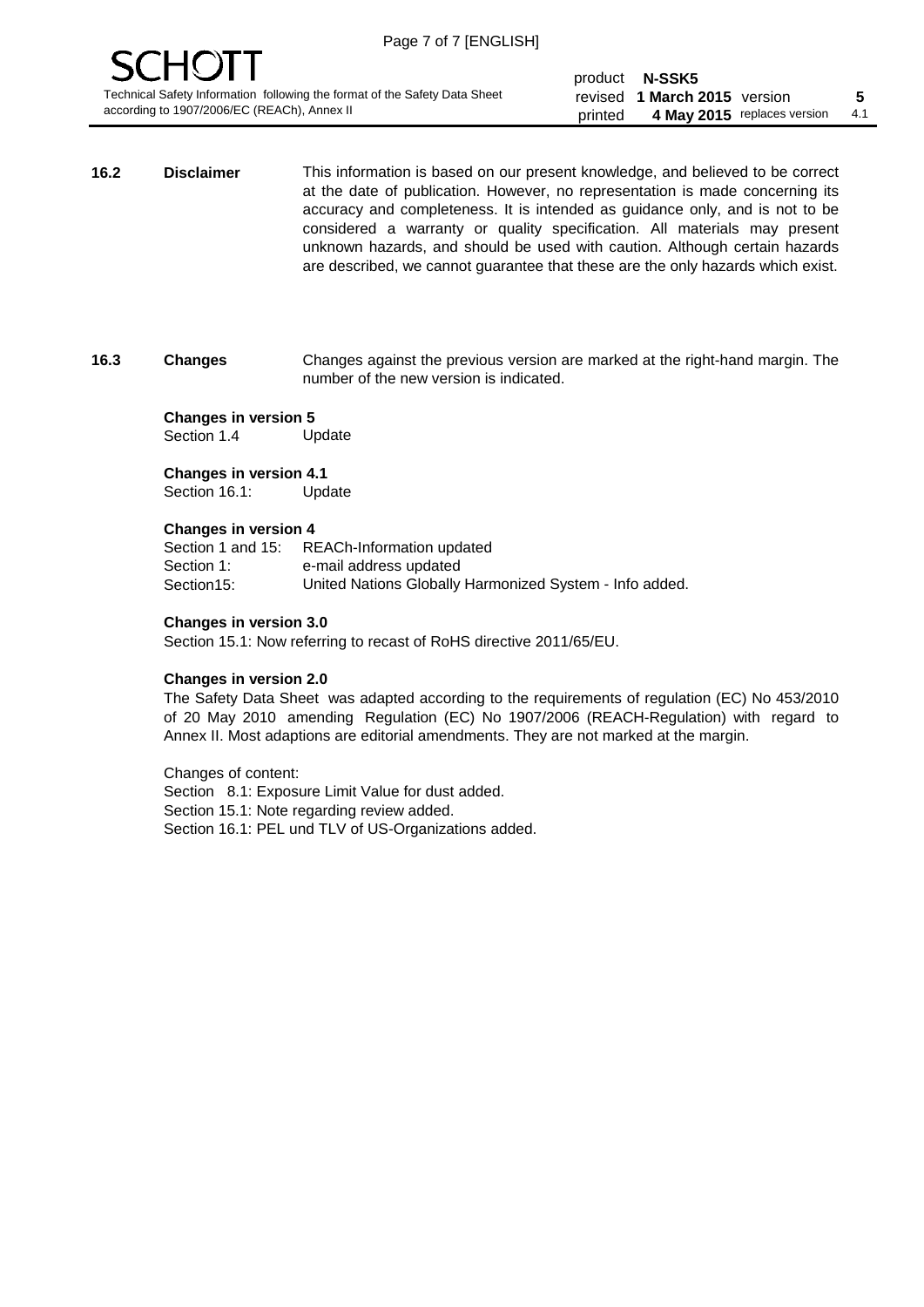**16.2 Disclaimer**

This information is based on our present knowledge, and believed to be correct at the date of publication. However, no representation is made concerning its accuracy and completeness. It is intended as guidance only, and is not to be considered a warranty or quality specification. All materials may present unknown hazards, and should be used with caution. Although certain hazards are described, we cannot guarantee that these are the only hazards which exist.

**16.3 Changes**

Changes against the previous version are marked at the right-hand margin. The number of the new version is indicated.

**Changes in version 5**

Section 1.4 Update

**Changes in version 4.1**

Section 16.1: Update

**Changes in version 4**

| | |
|---|---|
| Section 1 and 15: | REACh-Information updated |
| Section 1: | e-mail address updated |
| Section15: | United Nations Globally Harmonized System - Info added. |

**Changes in version 3.0**

Section 15.1: Now referring to recast of RoHS directive 2011/65/EU.

**Changes in version 2.0**

The Safety Data Sheet was adapted according to the requirements of regulation (EC) No 453/2010 of 20 May 2010 amending Regulation (EC) No 1907/2006 (REACH-Regulation) with regard to Annex II. Most adaptions are editorial amendments. They are not marked at the margin.

Changes of content:
Section 8.1: Exposure Limit Value for dust added.
Section 15.1: Note regarding review added.
Section 16.1: PEL und TLV of US-Organizations added.